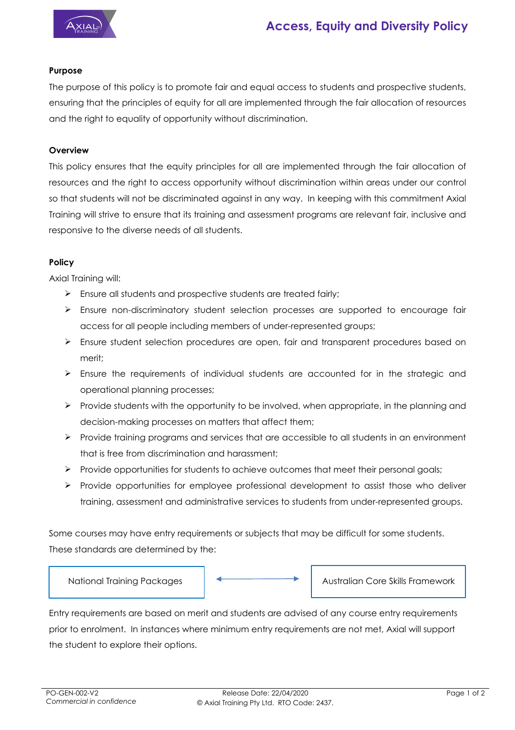# Access, Equity and Diversity Policy

**Purpose**

The purpose of this policy is to promote fair and equal access to students and prospective students, ensuring that the principles of equity for all are implemented through the fair allocation of resources and the right to equality of opportunity without discrimination.

**Overview**

This policy ensures that the equity principles for all are implemented through the fair allocation of resources and the right to access opportunity without discrimination within areas under our control so that students will not be discriminated against in any way. In keeping with this commitment Axial Training will strive to ensure that its training and assessment programs are relevant fair, inclusive and responsive to the diverse needs of all students.

**Policy**

Axial Training will:

- Ensure all students and prospective students are treated fairly;
- Ensure non-discriminatory student selection processes are supported to encourage fair access for all people including members of under-represented groups;
- Ensure student selection procedures are open, fair and transparent procedures based on merit;
- Ensure the requirements of individual students are accounted for in the strategic and operational planning processes;
- Provide students with the opportunity to be involved, when appropriate, in the planning and decision-making processes on matters that affect them;
- Provide training programs and services that are accessible to all students in an environment that is free from discrimination and harassment;
- Provide opportunities for students to achieve outcomes that meet their personal goals;
- Provide opportunities for employee professional development to assist those who deliver training, assessment and administrative services to students from under-represented groups.

Some courses may have entry requirements or subjects that may be difficult for some students. These standards are determined by the:

National Training Packages ⟷ Australian Core Skills Framework

Entry requirements are based on merit and students are advised of any course entry requirements prior to enrolment. In instances where minimum entry requirements are not met, Axial will support the student to explore their options.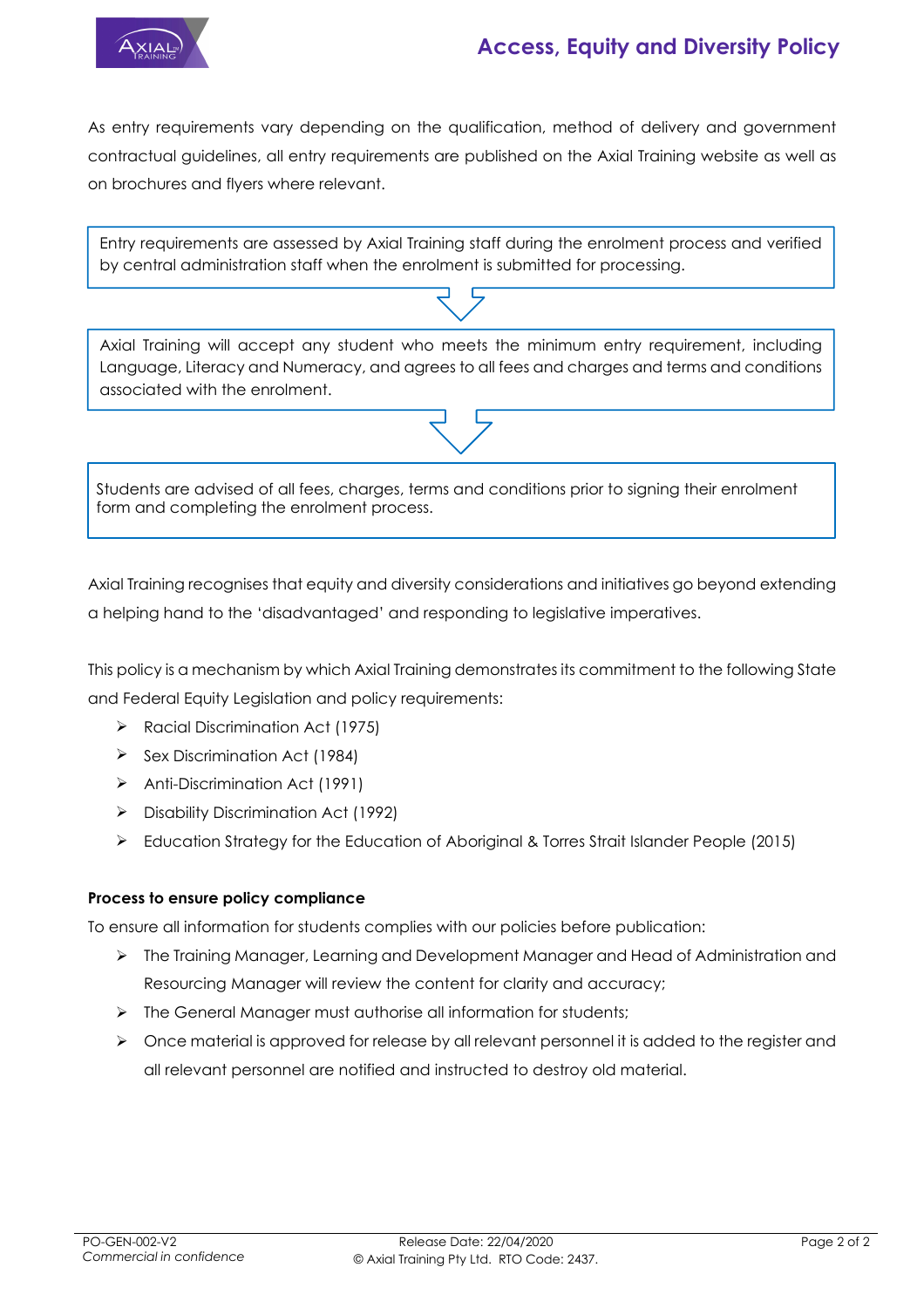As entry requirements vary depending on the qualification, method of delivery and government contractual guidelines, all entry requirements are published on the Axial Training website as well as on brochures and flyers where relevant.

Entry requirements are assessed by Axial Training staff during the enrolment process and verified by central administration staff when the enrolment is submitted for processing.

Axial Training will accept any student who meets the minimum entry requirement, including Language, Literacy and Numeracy, and agrees to all fees and charges and terms and conditions associated with the enrolment.

Students are advised of all fees, charges, terms and conditions prior to signing their enrolment form and completing the enrolment process.

Axial Training recognises that equity and diversity considerations and initiatives go beyond extending a helping hand to the 'disadvantaged' and responding to legislative imperatives.

This policy is a mechanism by which Axial Training demonstrates its commitment to the following State and Federal Equity Legislation and policy requirements:

- Racial Discrimination Act (1975)
- Sex Discrimination Act (1984)
- Anti-Discrimination Act (1991)
- Disability Discrimination Act (1992)
- Education Strategy for the Education of Aboriginal & Torres Strait Islander People (2015)

**Process to ensure policy compliance**

To ensure all information for students complies with our policies before publication:

- The Training Manager, Learning and Development Manager and Head of Administration and Resourcing Manager will review the content for clarity and accuracy;
- The General Manager must authorise all information for students;
- Once material is approved for release by all relevant personnel it is added to the register and all relevant personnel are notified and instructed to destroy old material.